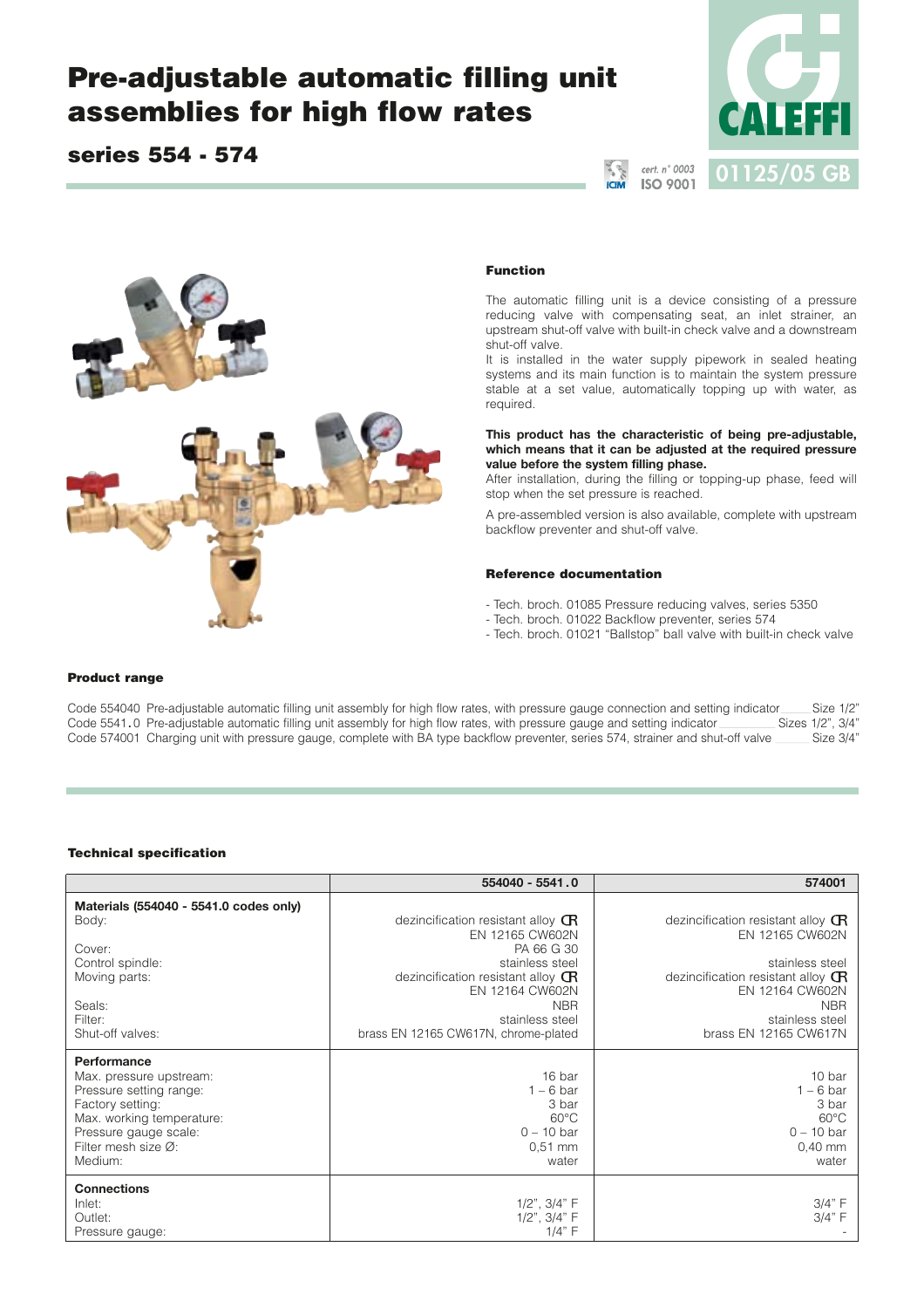# Pre-adjustable automatic filling unit assemblies for high flow rates

## series 554 - 574

cert. n° 0003 ISO 9001

01125/05 GB

### Function

The automatic filling unit is a device consisting of a pressure reducing valve with compensating seat, an inlet strainer, an upstream shut-off valve with built-in check valve and a downstream shut-off valve.
It is installed in the water supply pipework in sealed heating systems and its main function is to maintain the system pressure stable at a set value, automatically topping up with water, as required.

**This product has the characteristic of being pre-adjustable, which means that it can be adjusted at the required pressure value before the system filling phase.**
After installation, during the filling or topping-up phase, feed will stop when the set pressure is reached.

A pre-assembled version is also available, complete with upstream backflow preventer and shut-off valve.

### Reference documentation

- Tech. broch. 01085 Pressure reducing valves, series 5350
- Tech. broch. 01022 Backflow preventer, series 574
- Tech. broch. 01021 "Ballstop" ball valve with built-in check valve

### Product range

Code 554040 Pre-adjustable automatic filling unit assembly for high flow rates, with pressure gauge connection and setting indicator ______ Size 1/2"
Code 5541.0 Pre-adjustable automatic filling unit assembly for high flow rates, with pressure gauge and setting indicator ______ Sizes 1/2", 3/4"
Code 574001 Charging unit with pressure gauge, complete with BA type backflow preventer, series 574, strainer and shut-off valve ______ Size 3/4"

### Technical specification

| | 554040 - 5541.0 | 574001 |
|---|---|---|
| **Materials (554040 - 5541.0 codes only)** | | |
| Body: | dezincification resistant alloy CR EN 12165 CW602N | dezincification resistant alloy CR EN 12165 CW602N |
| Cover: | PA 66 G 30 | |
| Control spindle: | stainless steel | stainless steel |
| Moving parts: | dezincification resistant alloy CR EN 12164 CW602N | dezincification resistant alloy CR EN 12164 CW602N |
| Seals: | NBR | NBR |
| Filter: | stainless steel | stainless steel |
| Shut-off valves: | brass EN 12165 CW617N, chrome-plated | brass EN 12165 CW617N |
| **Performance** | | |
| Max. pressure upstream: | 16 bar | 10 bar |
| Pressure setting range: | 1 – 6 bar | 1 – 6 bar |
| Factory setting: | 3 bar | 3 bar |
| Max. working temperature: | 60°C | 60°C |
| Pressure gauge scale: | 0 – 10 bar | 0 – 10 bar |
| Filter mesh size Ø: | 0,51 mm | 0,40 mm |
| Medium: | water | water |
| **Connections** | | |
| Inlet: | 1/2", 3/4" F | 3/4" F |
| Outlet: | 1/2", 3/4" F | 3/4" F |
| Pressure gauge: | 1/4" F | - |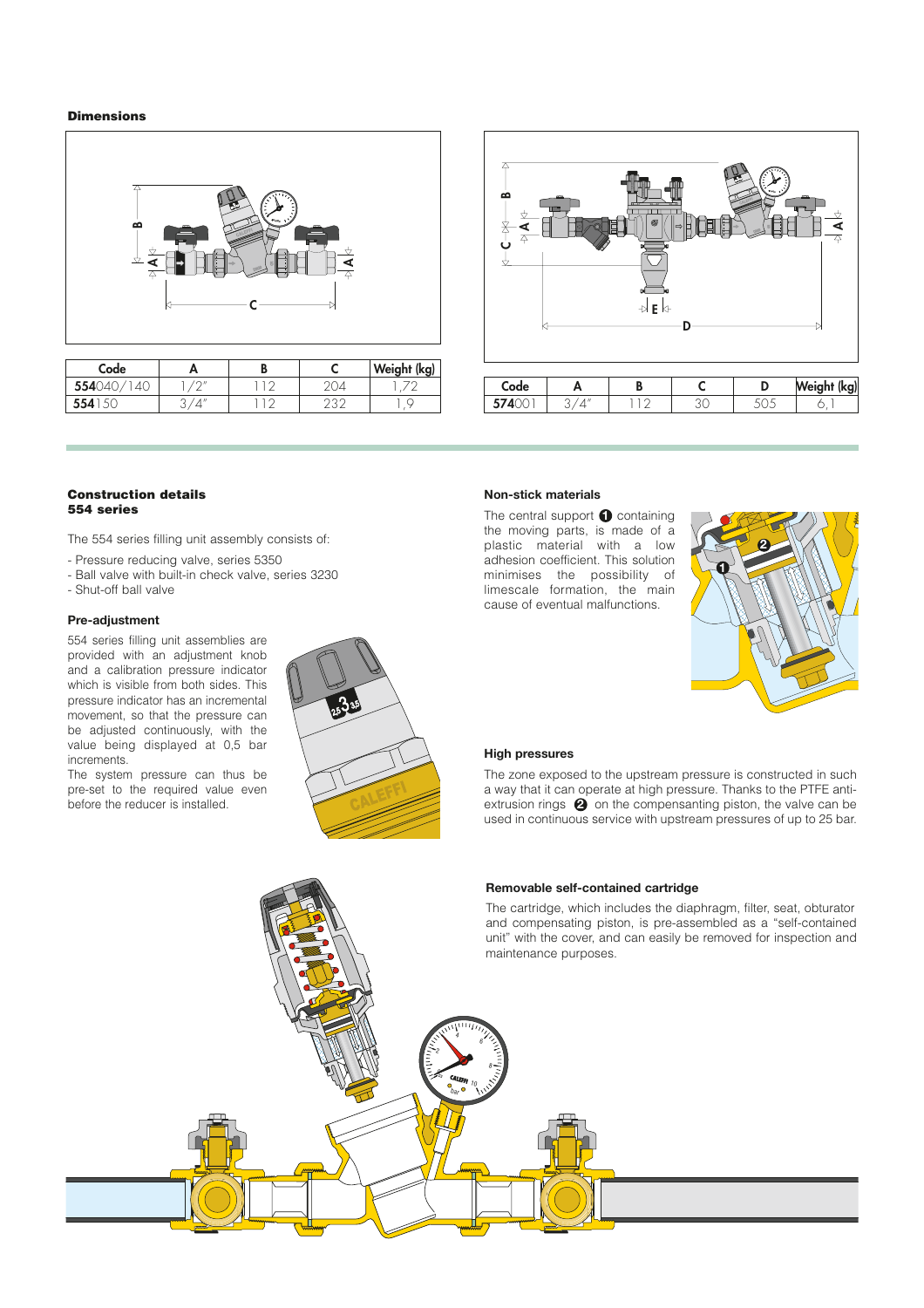## Dimensions

| Code | A | B | C | Weight (kg) |
|---|---|---|---|---|
| **554**040/140 | 1/2" | 112 | 204 | 1,72 |
| **554**150 | 3/4" | 112 | 232 | 1,9 |

| Code | A | B | C | D | Weight (kg) |
|---|---|---|---|---|---|
| **574**001 | 3/4" | 112 | 30 | 505 | 6,1 |

## Construction details
## 554 series

The 554 series filling unit assembly consists of:

- Pressure reducing valve, series 5350
- Ball valve with built-in check valve, series 3230
- Shut-off ball valve

### Pre-adjustment

554 series filling unit assemblies are provided with an adjustment knob and a calibration pressure indicator which is visible from both sides. This pressure indicator has an incremental movement, so that the pressure can be adjusted continuously, with the value being displayed at 0,5 bar increments.
The system pressure can thus be pre-set to the required value even before the reducer is installed.

### Non-stick materials

The central support 1 containing the moving parts, is made of a plastic material with a low adhesion coefficient. This solution minimises the possibility of limescale formation, the main cause of eventual malfunctions.

### High pressures

The zone exposed to the upstream pressure is constructed in such a way that it can operate at high pressure. Thanks to the PTFE anti-extrusion rings 2 on the compensanting piston, the valve can be used in continuous service with upstream pressures of up to 25 bar.

### Removable self-contained cartridge

The cartridge, which includes the diaphragm, filter, seat, obturator and compensating piston, is pre-assembled as a "self-contained unit" with the cover, and can easily be removed for inspection and maintenance purposes.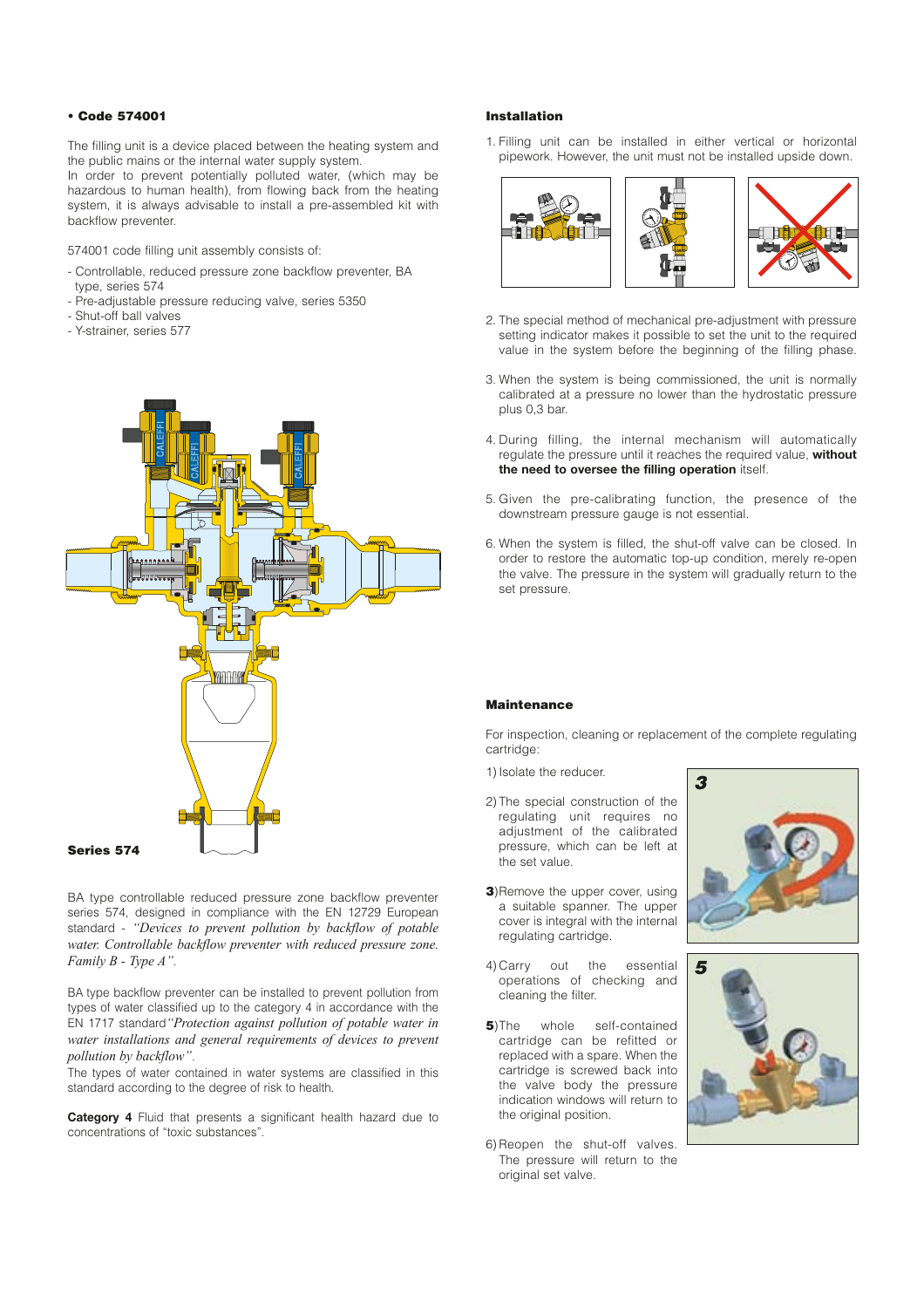**• Code 574001**

The filling unit is a device placed between the heating system and the public mains or the internal water supply system.
In order to prevent potentially polluted water, (which may be hazardous to human health), from flowing back from the heating system, it is always advisable to install a pre-assembled kit with backflow preventer.

574001 code filling unit assembly consists of:

- Controllable, reduced pressure zone backflow preventer, BA type, series 574
- Pre-adjustable pressure reducing valve, series 5350
- Shut-off ball valves
- Y-strainer, series 577

**Series 574**

BA type controllable reduced pressure zone backflow preventer series 574, designed in compliance with the EN 12729 European standard - *"Devices to prevent pollution by backflow of potable water. Controllable backflow preventer with reduced pressure zone. Family B - Type A"*.

BA type backflow preventer can be installed to prevent pollution from types of water classified up to the category 4 in accordance with the EN 1717 standard *"Protection against pollution of potable water in water installations and general requirements of devices to prevent pollution by backflow"*.
The types of water contained in water systems are classified in this standard according to the degree of risk to health.

**Category 4** Fluid that presents a significant health hazard due to concentrations of "toxic substances".

**Installation**

1. Filling unit can be installed in either vertical or horizontal pipework. However, the unit must not be installed upside down.

2. The special method of mechanical pre-adjustment with pressure setting indicator makes it possible to set the unit to the required value in the system before the beginning of the filling phase.

3. When the system is being commissioned, the unit is normally calibrated at a pressure no lower than the hydrostatic pressure plus 0,3 bar.

4. During filling, the internal mechanism will automatically regulate the pressure until it reaches the required value, **without the need to oversee the filling operation** itself.

5. Given the pre-calibrating function, the presence of the downstream pressure gauge is not essential.

6. When the system is filled, the shut-off valve can be closed. In order to restore the automatic top-up condition, merely re-open the valve. The pressure in the system will gradually return to the set pressure.

**Maintenance**

For inspection, cleaning or replacement of the complete regulating cartridge:

1) Isolate the reducer.

2) The special construction of the regulating unit requires no adjustment of the calibrated pressure, which can be left at the set value.

**3**) Remove the upper cover, using a suitable spanner. The upper cover is integral with the internal regulating cartridge.

4) Carry out the essential operations of checking and cleaning the filter.

**5**) The whole self-contained cartridge can be refitted or replaced with a spare. When the cartridge is screwed back into the valve body the pressure indication windows will return to the original position.

6) Reopen the shut-off valves. The pressure will return to the original set valve.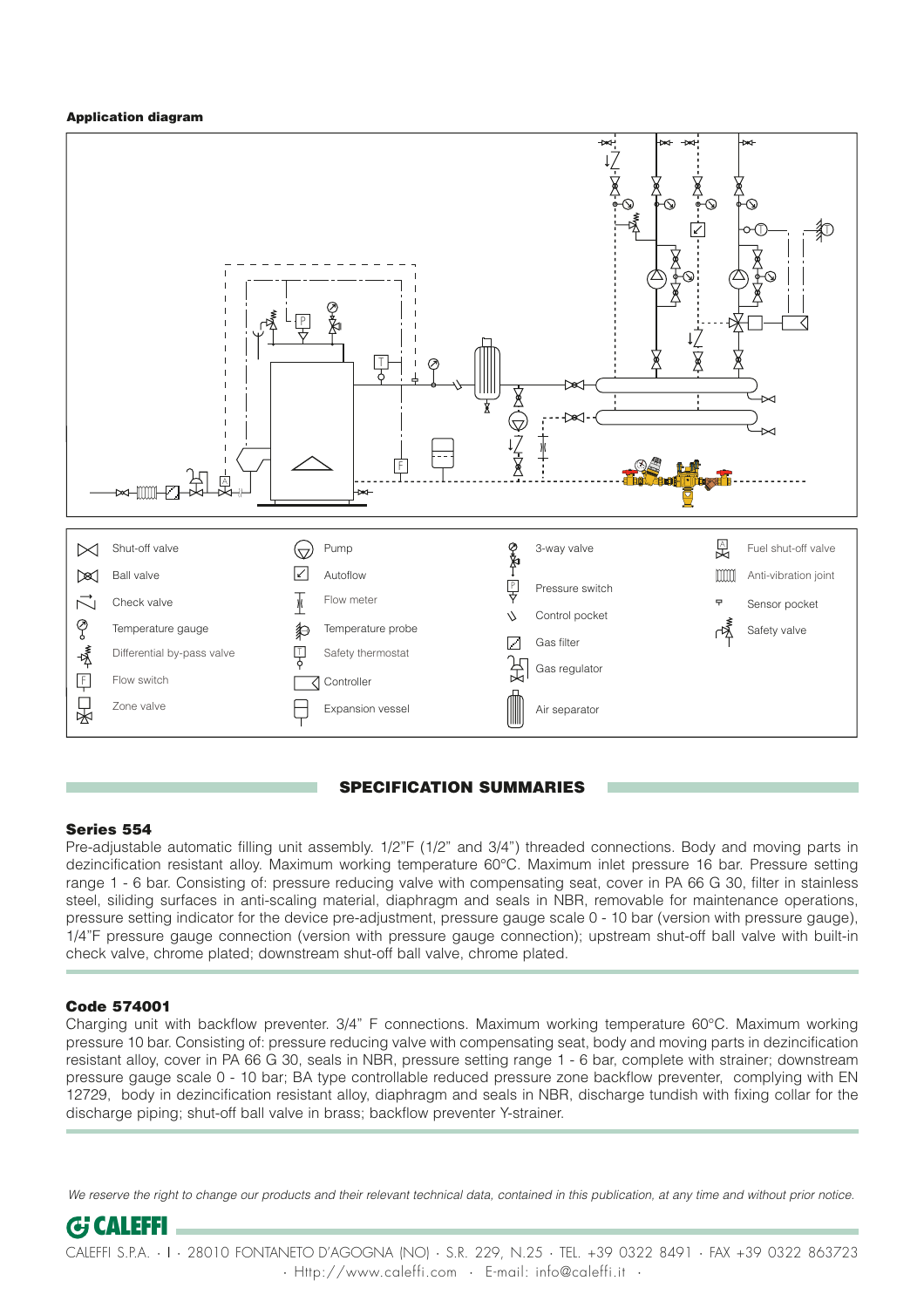**Application diagram**

| | | | | | | | |
|---|---|---|---|---|---|---|---|
| | Shut-off valve | | Pump | | 3-way valve | | Fuel shut-off valve |
| | Ball valve | | Autoflow | | Pressure switch | | Anti-vibration joint |
| | Check valve | | Flow meter | | Control pocket | | Sensor pocket |
| | Temperature gauge | | Temperature probe | | Gas filter | | Safety valve |
| | Differential by-pass valve | | Safety thermostat | | Gas regulator | | |
| | Flow switch | | Controller | | Air separator | | |
| | Zone valve | | Expansion vessel | | | | |

## SPECIFICATION SUMMARIES

### Series 554

Pre-adjustable automatic filling unit assembly. 1/2"F (1/2" and 3/4") threaded connections. Body and moving parts in dezincification resistant alloy. Maximum working temperature 60°C. Maximum inlet pressure 16 bar. Pressure setting range 1 - 6 bar. Consisting of: pressure reducing valve with compensating seat, cover in PA 66 G 30, filter in stainless steel, siliding surfaces in anti-scaling material, diaphragm and seals in NBR, removable for maintenance operations, pressure setting indicator for the device pre-adjustment, pressure gauge scale 0 - 10 bar (version with pressure gauge), 1/4"F pressure gauge connection (version with pressure gauge connection); upstream shut-off ball valve with built-in check valve, chrome plated; downstream shut-off ball valve, chrome plated.

### Code 574001

Charging unit with backflow preventer. 3/4" F connections. Maximum working temperature 60°C. Maximum working pressure 10 bar. Consisting of: pressure reducing valve with compensating seat, body and moving parts in dezincification resistant alloy, cover in PA 66 G 30, seals in NBR, pressure setting range 1 - 6 bar, complete with strainer; downstream pressure gauge scale 0 - 10 bar; BA type controllable reduced pressure zone backflow preventer, complying with EN 12729, body in dezincification resistant alloy, diaphragm and seals in NBR, discharge tundish with fixing collar for the discharge piping; shut-off ball valve in brass; backflow preventer Y-strainer.

*We reserve the right to change our products and their relevant technical data, contained in this publication, at any time and without prior notice.*

CALEFFI

CALEFFI S.P.A. · I · 28010 FONTANETO D'AGOGNA (NO) · S.R. 229, N.25 · TEL. +39 0322 8491 · FAX +39 0322 863723
· Http://www.caleffi.com · E-mail: info@caleffi.it ·